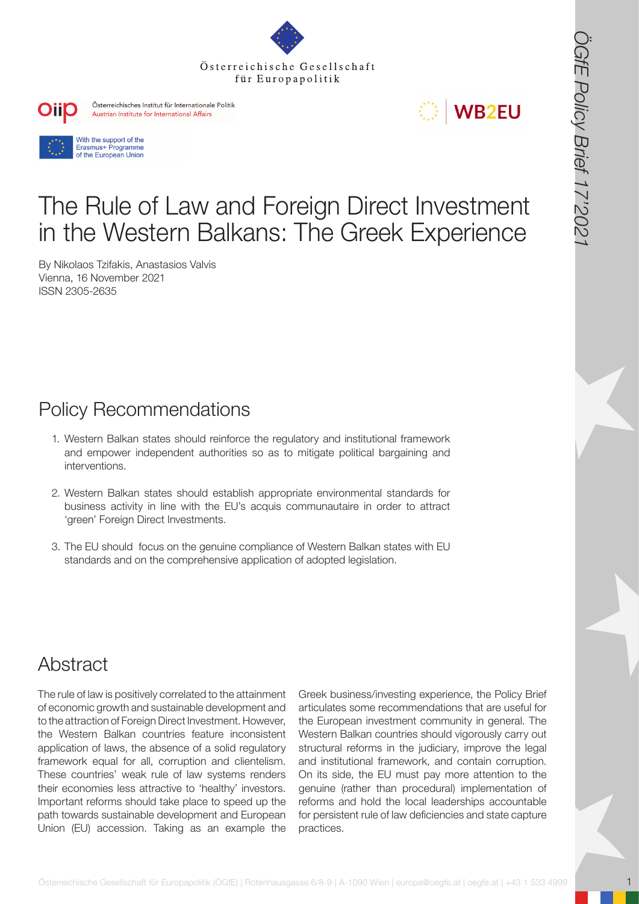Österreichische Gesellschaft für Europapolitik

Österreichisches Institut für Internationale Politik
Austrian Institute for International Affairs

WB2EU

With the support of the Erasmus+ Programme of the European Union

# The Rule of Law and Foreign Direct Investment in the Western Balkans: The Greek Experience

By Nikolaos Tzifakis, Anastasios Valvis
Vienna, 16 November 2021
ISSN 2305-2635

## Policy Recommendations

1. Western Balkan states should reinforce the regulatory and institutional framework and empower independent authorities so as to mitigate political bargaining and interventions.
2. Western Balkan states should establish appropriate environmental standards for business activity in line with the EU's acquis communautaire in order to attract 'green' Foreign Direct Investments.
3. The EU should focus on the genuine compliance of Western Balkan states with EU standards and on the comprehensive application of adopted legislation.

## Abstract

The rule of law is positively correlated to the attainment of economic growth and sustainable development and to the attraction of Foreign Direct Investment. However, the Western Balkan countries feature inconsistent application of laws, the absence of a solid regulatory framework equal for all, corruption and clientelism. These countries' weak rule of law systems renders their economies less attractive to 'healthy' investors. Important reforms should take place to speed up the path towards sustainable development and European Union (EU) accession. Taking as an example the Greek business/investing experience, the Policy Brief articulates some recommendations that are useful for the European investment community in general. The Western Balkan countries should vigorously carry out structural reforms in the judiciary, improve the legal and institutional framework, and contain corruption. On its side, the EU must pay more attention to the genuine (rather than procedural) implementation of reforms and hold the local leaderships accountable for persistent rule of law deficiencies and state capture practices.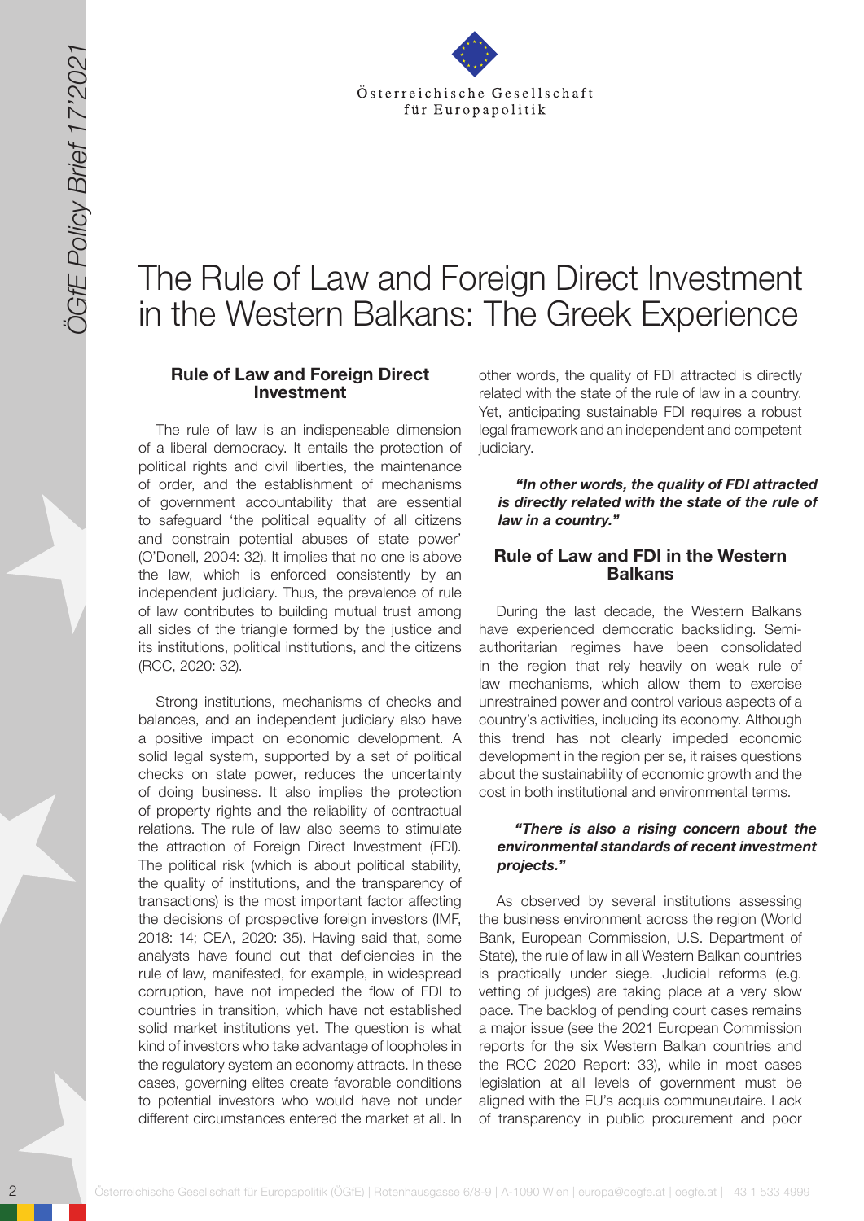# The Rule of Law and Foreign Direct Investment in the Western Balkans: The Greek Experience

## Rule of Law and Foreign Direct Investment

The rule of law is an indispensable dimension of a liberal democracy. It entails the protection of political rights and civil liberties, the maintenance of order, and the establishment of mechanisms of government accountability that are essential to safeguard 'the political equality of all citizens and constrain potential abuses of state power' (O'Donell, 2004: 32). It implies that no one is above the law, which is enforced consistently by an independent judiciary. Thus, the prevalence of rule of law contributes to building mutual trust among all sides of the triangle formed by the justice and its institutions, political institutions, and the citizens (RCC, 2020: 32).

Strong institutions, mechanisms of checks and balances, and an independent judiciary also have a positive impact on economic development. A solid legal system, supported by a set of political checks on state power, reduces the uncertainty of doing business. It also implies the protection of property rights and the reliability of contractual relations. The rule of law also seems to stimulate the attraction of Foreign Direct Investment (FDI). The political risk (which is about political stability, the quality of institutions, and the transparency of transactions) is the most important factor affecting the decisions of prospective foreign investors (IMF, 2018: 14; CEA, 2020: 35). Having said that, some analysts have found out that deficiencies in the rule of law, manifested, for example, in widespread corruption, have not impeded the flow of FDI to countries in transition, which have not established solid market institutions yet. The question is what kind of investors who take advantage of loopholes in the regulatory system an economy attracts. In these cases, governing elites create favorable conditions to potential investors who would have not under different circumstances entered the market at all. In other words, the quality of FDI attracted is directly related with the state of the rule of law in a country. Yet, anticipating sustainable FDI requires a robust legal framework and an independent and competent judiciary.

> ***"In other words, the quality of FDI attracted is directly related with the state of the rule of law in a country."***

## Rule of Law and FDI in the Western Balkans

During the last decade, the Western Balkans have experienced democratic backsliding. Semi-authoritarian regimes have been consolidated in the region that rely heavily on weak rule of law mechanisms, which allow them to exercise unrestrained power and control various aspects of a country's activities, including its economy. Although this trend has not clearly impeded economic development in the region per se, it raises questions about the sustainability of economic growth and the cost in both institutional and environmental terms.

> ***"There is also a rising concern about the environmental standards of recent investment projects."***

As observed by several institutions assessing the business environment across the region (World Bank, European Commission, U.S. Department of State), the rule of law in all Western Balkan countries is practically under siege. Judicial reforms (e.g. vetting of judges) are taking place at a very slow pace. The backlog of pending court cases remains a major issue (see the 2021 European Commission reports for the six Western Balkan countries and the RCC 2020 Report: 33), while in most cases legislation at all levels of government must be aligned with the EU's acquis communautaire. Lack of transparency in public procurement and poor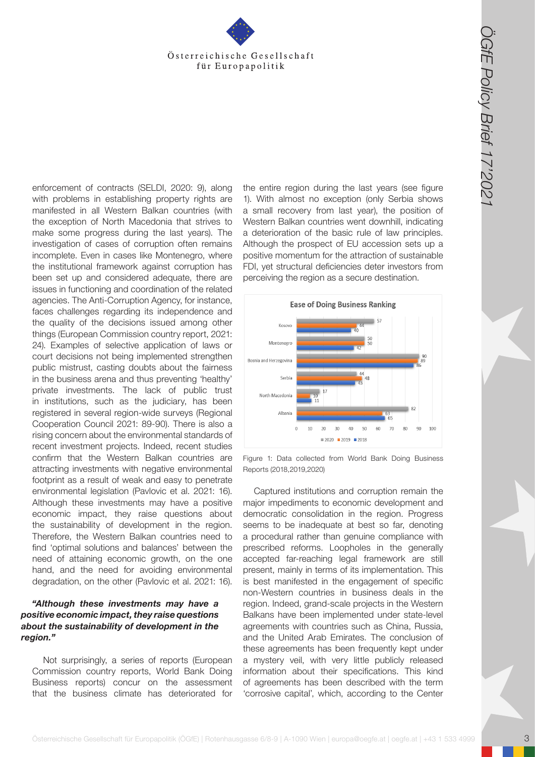enforcement of contracts (SELDI, 2020: 9), along with problems in establishing property rights are manifested in all Western Balkan countries (with the exception of North Macedonia that strives to make some progress during the last years). The investigation of cases of corruption often remains incomplete. Even in cases like Montenegro, where the institutional framework against corruption has been set up and considered adequate, there are issues in functioning and coordination of the related agencies. The Anti-Corruption Agency, for instance, faces challenges regarding its independence and the quality of the decisions issued among other things (European Commission country report, 2021: 24). Examples of selective application of laws or court decisions not being implemented strengthen public mistrust, casting doubts about the fairness in the business arena and thus preventing 'healthy' private investments. The lack of public trust in institutions, such as the judiciary, has been registered in several region-wide surveys (Regional Cooperation Council 2021: 89-90). There is also a rising concern about the environmental standards of recent investment projects. Indeed, recent studies confirm that the Western Balkan countries are attracting investments with negative environmental footprint as a result of weak and easy to penetrate environmental legislation (Pavlovic et al. 2021: 16). Although these investments may have a positive economic impact, they raise questions about the sustainability of development in the region. Therefore, the Western Balkan countries need to find 'optimal solutions and balances' between the need of attaining economic growth, on the one hand, and the need for avoiding environmental degradation, on the other (Pavlovic et al. 2021: 16).

***"Although these investments may have a positive economic impact, they raise questions about the sustainability of development in the region."***

Not surprisingly, a series of reports (European Commission country reports, World Bank Doing Business reports) concur on the assessment that the business climate has deteriorated for the entire region during the last years (see figure 1). With almost no exception (only Serbia shows a small recovery from last year), the position of Western Balkan countries went downhill, indicating a deterioration of the basic rule of law principles. Although the prospect of EU accession sets up a positive momentum for the attraction of sustainable FDI, yet structural deficiencies deter investors from perceiving the region as a secure destination.

**Ease of Doing Business Ranking**

| Country | 2020 | 2019 | 2018 |
| --- | --- | --- | --- |
| Kosovo | 57 | 44 | 40 |
| Montenegro | 50 | 50 | 42 |
| Bosnia and Herzegovina | 90 | 89 | 86 |
| Serbia | 44 | 48 | 43 |
| North Macedonia | 17 | 10 | 11 |
| Albania | 82 | 63 | 65 |

Figure 1: Data collected from World Bank Doing Business Reports (2018,2019,2020)

Captured institutions and corruption remain the major impediments to economic development and democratic consolidation in the region. Progress seems to be inadequate at best so far, denoting a procedural rather than genuine compliance with prescribed reforms. Loopholes in the generally accepted far-reaching legal framework are still present, mainly in terms of its implementation. This is best manifested in the engagement of specific non-Western countries in business deals in the region. Indeed, grand-scale projects in the Western Balkans have been implemented under state-level agreements with countries such as China, Russia, and the United Arab Emirates. The conclusion of these agreements has been frequently kept under a mystery veil, with very little publicly released information about their specifications. This kind of agreements has been described with the term 'corrosive capital', which, according to the Center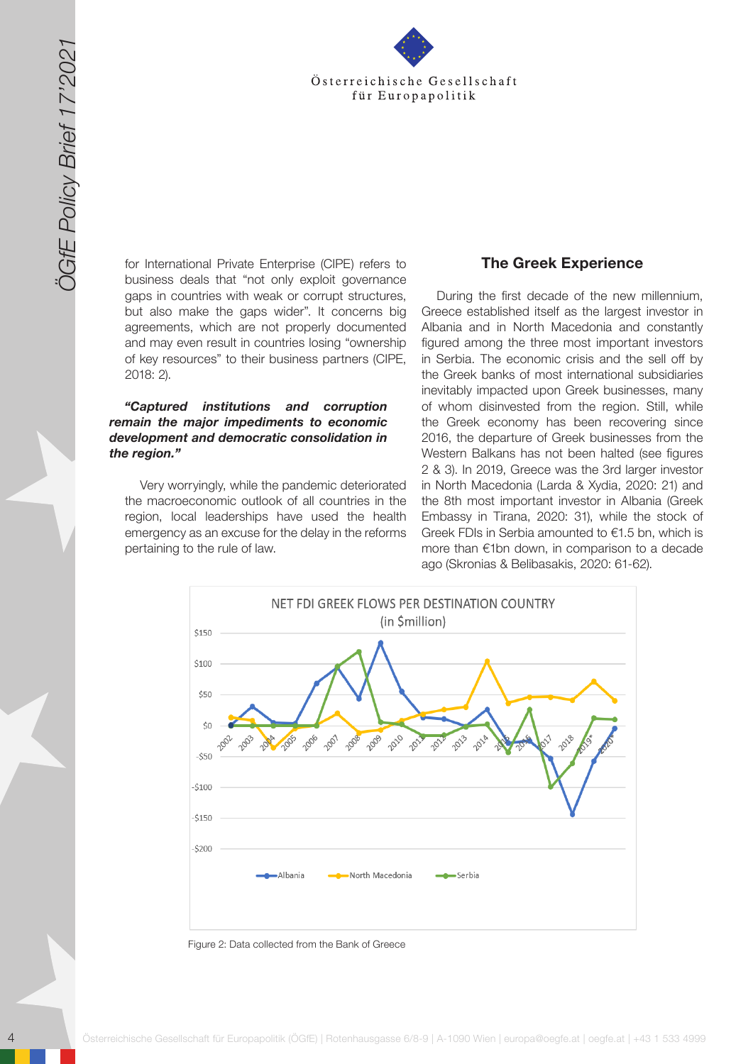for International Private Enterprise (CIPE) refers to business deals that "not only exploit governance gaps in countries with weak or corrupt structures, but also make the gaps wider". It concerns big agreements, which are not properly documented and may even result in countries losing "ownership of key resources" to their business partners (CIPE, 2018: 2).

***"Captured institutions and corruption remain the major impediments to economic development and democratic consolidation in the region."***

Very worryingly, while the pandemic deteriorated the macroeconomic outlook of all countries in the region, local leaderships have used the health emergency as an excuse for the delay in the reforms pertaining to the rule of law.

## The Greek Experience

During the first decade of the new millennium, Greece established itself as the largest investor in Albania and in North Macedonia and constantly figured among the three most important investors in Serbia. The economic crisis and the sell off by the Greek banks of most international subsidiaries inevitably impacted upon Greek businesses, many of whom disinvested from the region. Still, while the Greek economy has been recovering since 2016, the departure of Greek businesses from the Western Balkans has not been halted (see figures 2 & 3). In 2019, Greece was the 3rd larger investor in North Macedonia (Larda & Xydia, 2020: 21) and the 8th most important investor in Albania (Greek Embassy in Tirana, 2020: 31), while the stock of Greek FDIs in Serbia amounted to €1.5 bn, which is more than €1bn down, in comparison to a decade ago (Skronias & Belibasakis, 2020: 61-62).

Figure 2: Data collected from the Bank of Greece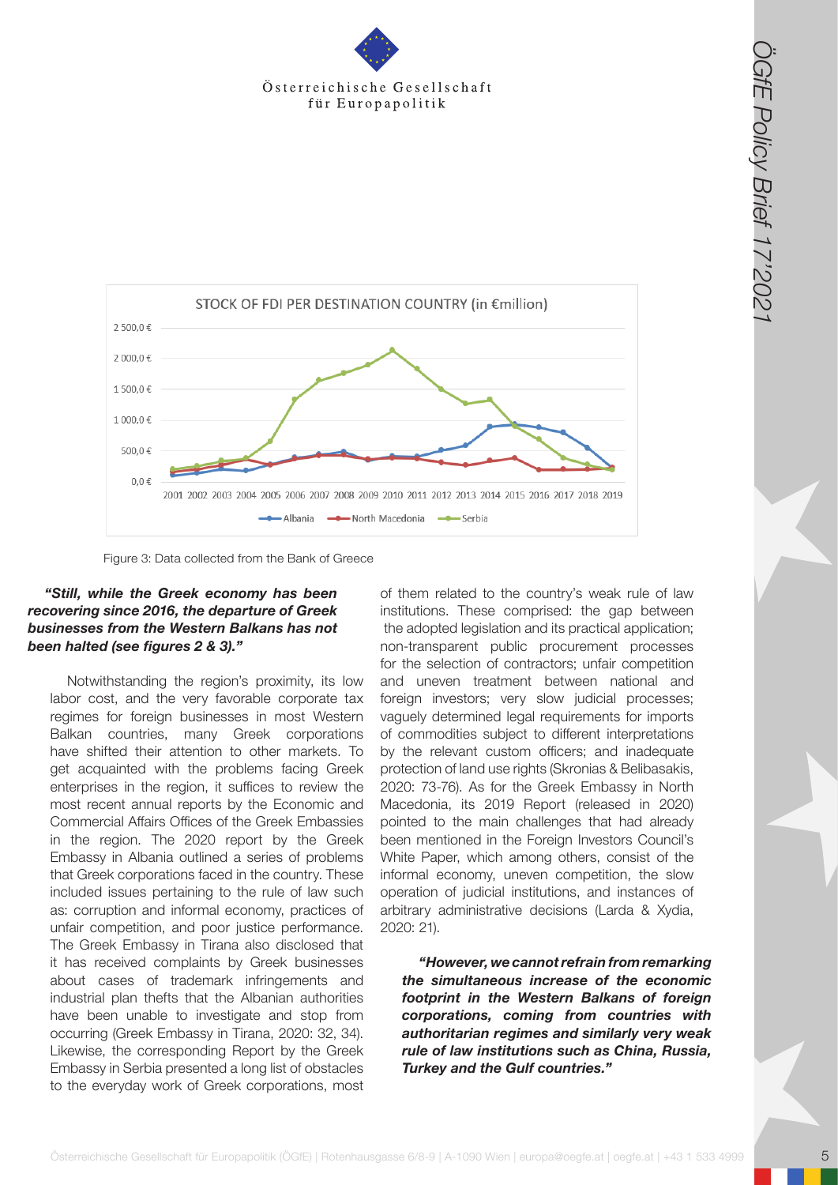Figure 3: Data collected from the Bank of Greece

***"Still, while the Greek economy has been recovering since 2016, the departure of Greek businesses from the Western Balkans has not been halted (see figures 2 & 3)."***

Notwithstanding the region's proximity, its low labor cost, and the very favorable corporate tax regimes for foreign businesses in most Western Balkan countries, many Greek corporations have shifted their attention to other markets. To get acquainted with the problems facing Greek enterprises in the region, it suffices to review the most recent annual reports by the Economic and Commercial Affairs Offices of the Greek Embassies in the region. The 2020 report by the Greek Embassy in Albania outlined a series of problems that Greek corporations faced in the country. These included issues pertaining to the rule of law such as: corruption and informal economy, practices of unfair competition, and poor justice performance. The Greek Embassy in Tirana also disclosed that it has received complaints by Greek businesses about cases of trademark infringements and industrial plan thefts that the Albanian authorities have been unable to investigate and stop from occurring (Greek Embassy in Tirana, 2020: 32, 34). Likewise, the corresponding Report by the Greek Embassy in Serbia presented a long list of obstacles to the everyday work of Greek corporations, most of them related to the country's weak rule of law institutions. These comprised: the gap between the adopted legislation and its practical application; non-transparent public procurement processes for the selection of contractors; unfair competition and uneven treatment between national and foreign investors; very slow judicial processes; vaguely determined legal requirements for imports of commodities subject to different interpretations by the relevant custom officers; and inadequate protection of land use rights (Skronias & Belibasakis, 2020: 73-76). As for the Greek Embassy in North Macedonia, its 2019 Report (released in 2020) pointed to the main challenges that had already been mentioned in the Foreign Investors Council's White Paper, which among others, consist of the informal economy, uneven competition, the slow operation of judicial institutions, and instances of arbitrary administrative decisions (Larda & Xydia, 2020: 21).

***"However, we cannot refrain from remarking the simultaneous increase of the economic footprint in the Western Balkans of foreign corporations, coming from countries with authoritarian regimes and similarly very weak rule of law institutions such as China, Russia, Turkey and the Gulf countries."***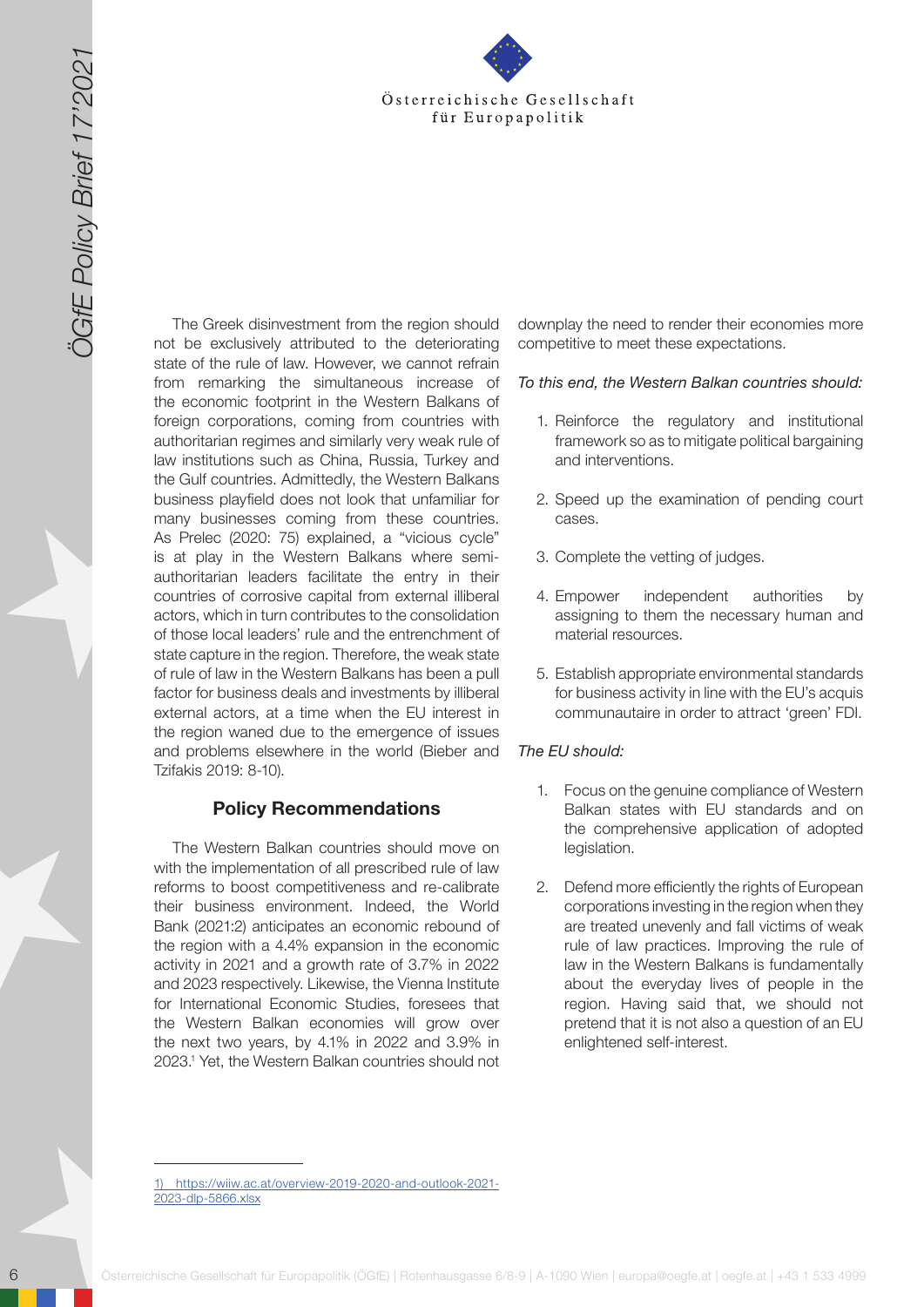The Greek disinvestment from the region should not be exclusively attributed to the deteriorating state of the rule of law. However, we cannot refrain from remarking the simultaneous increase of the economic footprint in the Western Balkans of foreign corporations, coming from countries with authoritarian regimes and similarly very weak rule of law institutions such as China, Russia, Turkey and the Gulf countries. Admittedly, the Western Balkans business playfield does not look that unfamiliar for many businesses coming from these countries. As Prelec (2020: 75) explained, a "vicious cycle" is at play in the Western Balkans where semi-authoritarian leaders facilitate the entry in their countries of corrosive capital from external illiberal actors, which in turn contributes to the consolidation of those local leaders' rule and the entrenchment of state capture in the region. Therefore, the weak state of rule of law in the Western Balkans has been a pull factor for business deals and investments by illiberal external actors, at a time when the EU interest in the region waned due to the emergence of issues and problems elsewhere in the world (Bieber and Tzifakis 2019: 8-10).

## Policy Recommendations

The Western Balkan countries should move on with the implementation of all prescribed rule of law reforms to boost competitiveness and re-calibrate their business environment. Indeed, the World Bank (2021:2) anticipates an economic rebound of the region with a 4.4% expansion in the economic activity in 2021 and a growth rate of 3.7% in 2022 and 2023 respectively. Likewise, the Vienna Institute for International Economic Studies, foresees that the Western Balkan economies will grow over the next two years, by 4.1% in 2022 and 3.9% in 2023.[1] Yet, the Western Balkan countries should not downplay the need to render their economies more competitive to meet these expectations.

*To this end, the Western Balkan countries should:*

1. Reinforce the regulatory and institutional framework so as to mitigate political bargaining and interventions.
2. Speed up the examination of pending court cases.
3. Complete the vetting of judges.
4. Empower independent authorities by assigning to them the necessary human and material resources.
5. Establish appropriate environmental standards for business activity in line with the EU's acquis communautaire in order to attract 'green' FDI.

*The EU should:*

1. Focus on the genuine compliance of Western Balkan states with EU standards and on the comprehensive application of adopted legislation.
2. Defend more efficiently the rights of European corporations investing in the region when they are treated unevenly and fall victims of weak rule of law practices. Improving the rule of law in the Western Balkans is fundamentally about the everyday lives of people in the region. Having said that, we should not pretend that it is not also a question of an EU enlightened self-interest.

---

1) https://wiiw.ac.at/overview-2019-2020-and-outlook-2021-2023-dlp-5866.xlsx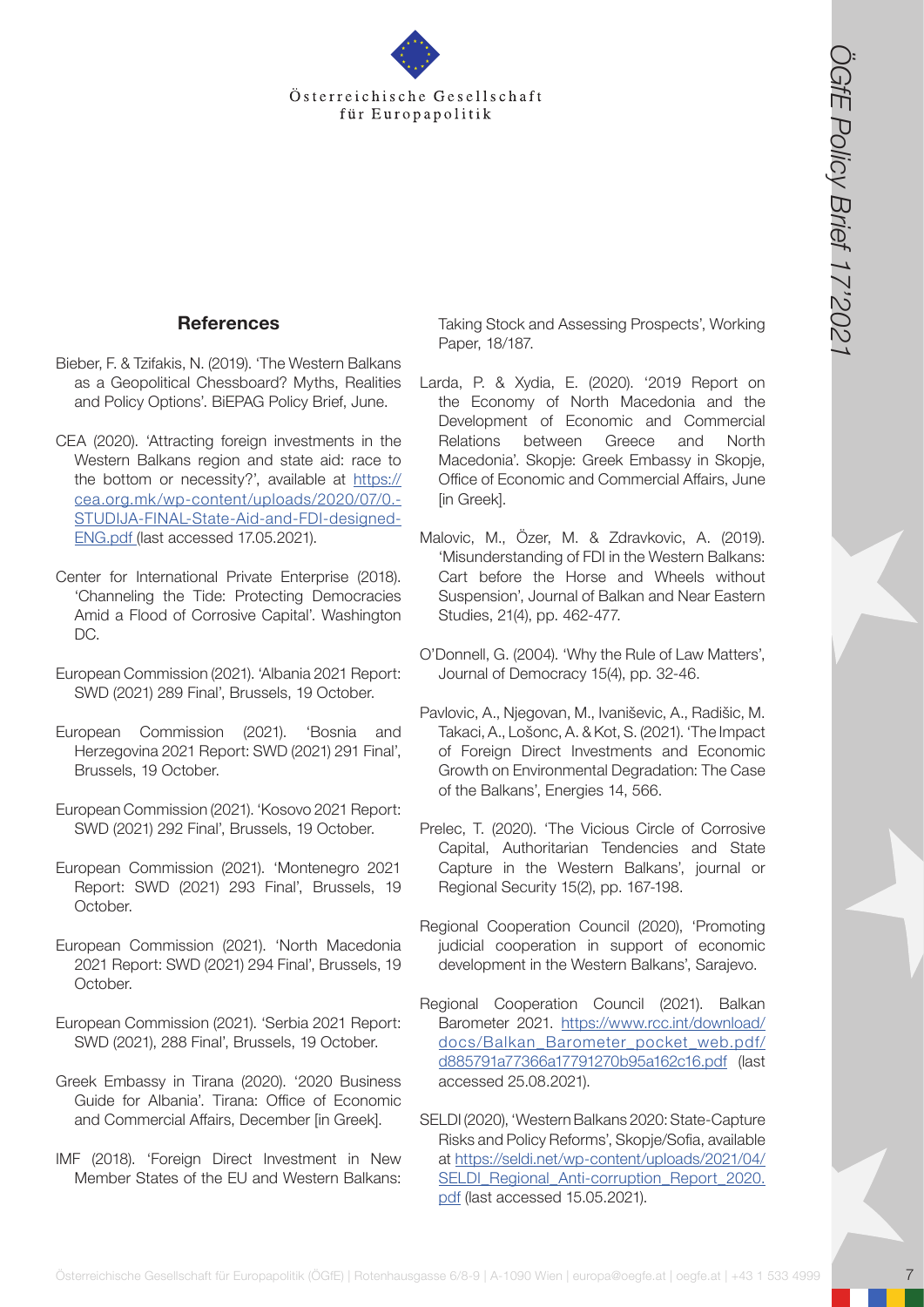## References

Bieber, F. & Tzifakis, N. (2019). 'The Western Balkans as a Geopolitical Chessboard? Myths, Realities and Policy Options'. BiEPAG Policy Brief, June.

CEA (2020). 'Attracting foreign investments in the Western Balkans region and state aid: race to the bottom or necessity?', available at https://cea.org.mk/wp-content/uploads/2020/07/0.-STUDIJA-FINAL-State-Aid-and-FDI-designed-ENG.pdf (last accessed 17.05.2021).

Center for International Private Enterprise (2018). 'Channeling the Tide: Protecting Democracies Amid a Flood of Corrosive Capital'. Washington DC.

European Commission (2021). 'Albania 2021 Report: SWD (2021) 289 Final', Brussels, 19 October.

European Commission (2021). 'Bosnia and Herzegovina 2021 Report: SWD (2021) 291 Final', Brussels, 19 October.

European Commission (2021). 'Kosovo 2021 Report: SWD (2021) 292 Final', Brussels, 19 October.

European Commission (2021). 'Montenegro 2021 Report: SWD (2021) 293 Final', Brussels, 19 October.

European Commission (2021). 'North Macedonia 2021 Report: SWD (2021) 294 Final', Brussels, 19 October.

European Commission (2021). 'Serbia 2021 Report: SWD (2021), 288 Final', Brussels, 19 October.

Greek Embassy in Tirana (2020). '2020 Business Guide for Albania'. Tirana: Office of Economic and Commercial Affairs, December [in Greek].

IMF (2018). 'Foreign Direct Investment in New Member States of the EU and Western Balkans: Taking Stock and Assessing Prospects', Working Paper, 18/187.

Larda, P. & Xydia, E. (2020). '2019 Report on the Economy of North Macedonia and the Development of Economic and Commercial Relations between Greece and North Macedonia'. Skopje: Greek Embassy in Skopje, Office of Economic and Commercial Affairs, June [in Greek].

Malovic, M., Özer, M. & Zdravkovic, A. (2019). 'Misunderstanding of FDI in the Western Balkans: Cart before the Horse and Wheels without Suspension', Journal of Balkan and Near Eastern Studies, 21(4), pp. 462-477.

O'Donnell, G. (2004). 'Why the Rule of Law Matters', Journal of Democracy 15(4), pp. 32-46.

Pavlovic, A., Njegovan, M., Ivaniševic, A., Radišic, M. Takaci, A., Lošonc, A. & Kot, S. (2021). 'The Impact of Foreign Direct Investments and Economic Growth on Environmental Degradation: The Case of the Balkans', Energies 14, 566.

Prelec, T. (2020). 'The Vicious Circle of Corrosive Capital, Authoritarian Tendencies and State Capture in the Western Balkans', journal or Regional Security 15(2), pp. 167-198.

Regional Cooperation Council (2020), 'Promoting judicial cooperation in support of economic development in the Western Balkans', Sarajevo.

Regional Cooperation Council (2021). Balkan Barometer 2021. https://www.rcc.int/download/docs/Balkan_Barometer_pocket_web.pdf/d885791a77366a17791270b95a162c16.pdf (last accessed 25.08.2021).

SELDI (2020), 'Western Balkans 2020: State-Capture Risks and Policy Reforms', Skopje/Sofia, available at https://seldi.net/wp-content/uploads/2021/04/SELDI_Regional_Anti-corruption_Report_2020.pdf (last accessed 15.05.2021).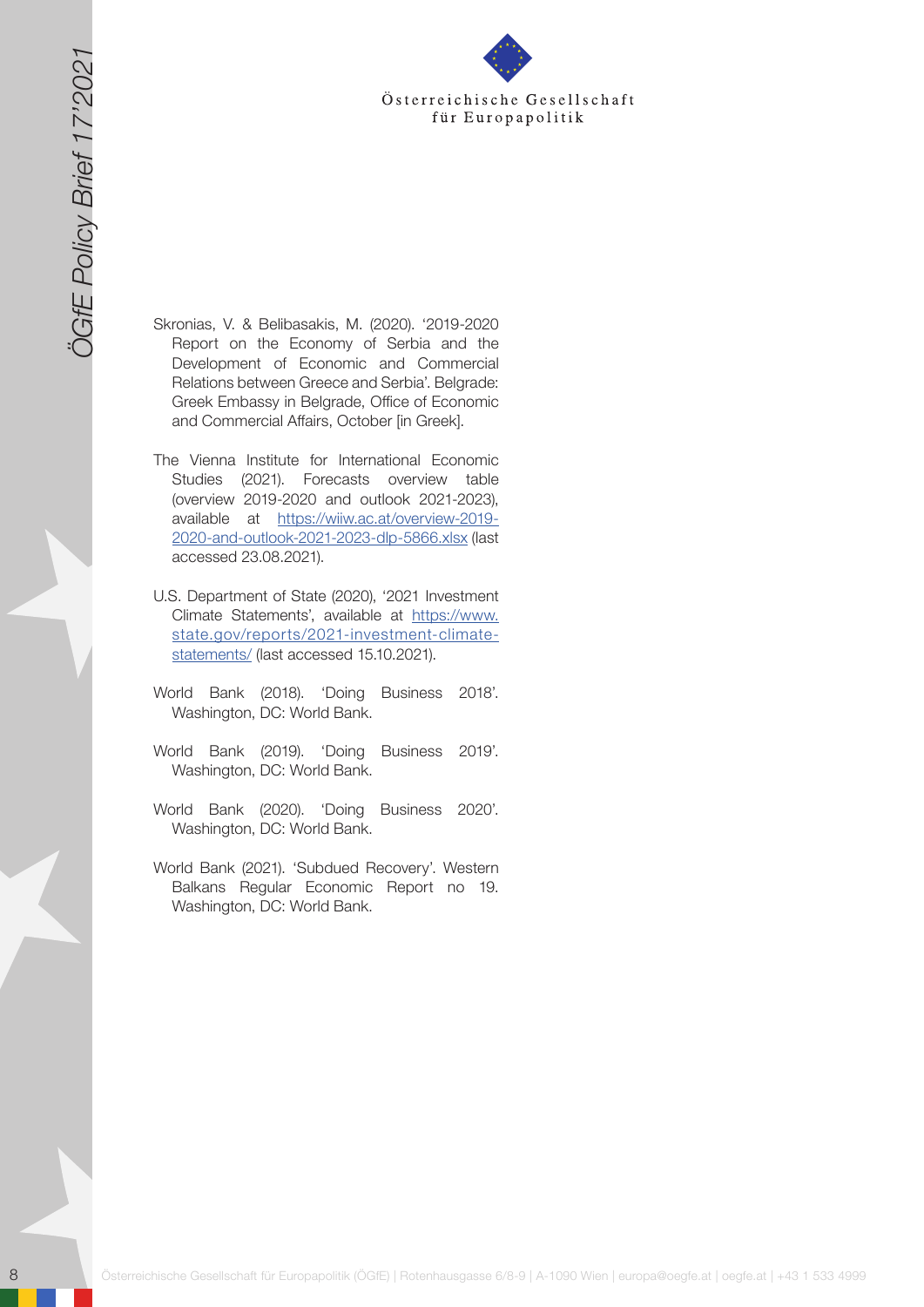Skronias, V. & Belibasakis, M. (2020). '2019-2020 Report on the Economy of Serbia and the Development of Economic and Commercial Relations between Greece and Serbia'. Belgrade: Greek Embassy in Belgrade, Office of Economic and Commercial Affairs, October [in Greek].

The Vienna Institute for International Economic Studies (2021). Forecasts overview table (overview 2019-2020 and outlook 2021-2023), available at https://wiiw.ac.at/overview-2019-2020-and-outlook-2021-2023-dlp-5866.xlsx (last accessed 23.08.2021).

U.S. Department of State (2020), '2021 Investment Climate Statements', available at https://www.state.gov/reports/2021-investment-climate-statements/ (last accessed 15.10.2021).

World Bank (2018). 'Doing Business 2018'. Washington, DC: World Bank.

World Bank (2019). 'Doing Business 2019'. Washington, DC: World Bank.

World Bank (2020). 'Doing Business 2020'. Washington, DC: World Bank.

World Bank (2021). 'Subdued Recovery'. Western Balkans Regular Economic Report no 19. Washington, DC: World Bank.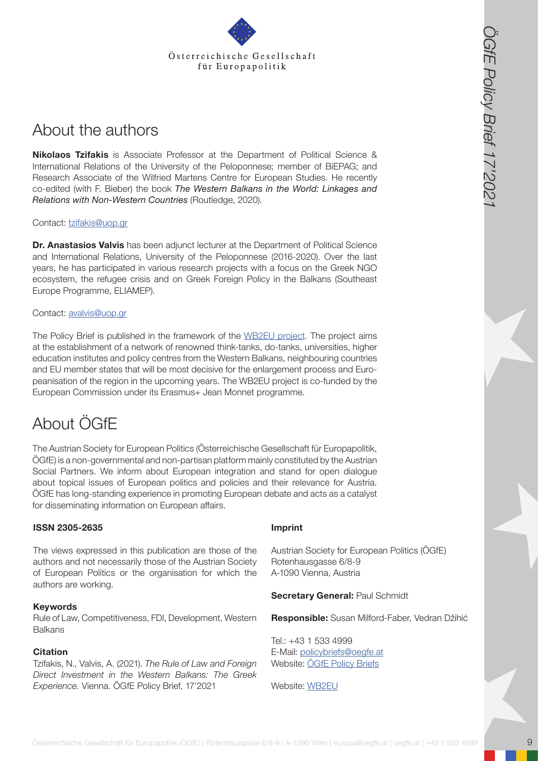Österreichische Gesellschaft für Europapolitik

## About the authors

**Nikolaos Tzifakis** is Associate Professor at the Department of Political Science & International Relations of the University of the Peloponnese; member of BiEPAG; and Research Associate of the Wilfried Martens Centre for European Studies. He recently co-edited (with F. Bieber) the book *The Western Balkans in the World: Linkages and Relations with Non-Western Countries* (Routledge, 2020).

Contact: tzifakis@uop.gr

**Dr. Anastasios Valvis** has been adjunct lecturer at the Department of Political Science and International Relations, University of the Peloponnese (2016-2020). Over the last years, he has participated in various research projects with a focus on the Greek NGO ecosystem, the refugee crisis and on Greek Foreign Policy in the Balkans (Southeast Europe Programme, ELIAMEP).

Contact: avalvis@uop.gr

The Policy Brief is published in the framework of the WB2EU project. The project aims at the establishment of a network of renowned think-tanks, do-tanks, universities, higher education institutes and policy centres from the Western Balkans, neighbouring countries and EU member states that will be most decisive for the enlargement process and Europeanisation of the region in the upcoming years. The WB2EU project is co-funded by the European Commission under its Erasmus+ Jean Monnet programme.

## About ÖGfE

The Austrian Society for European Politics (Österreichische Gesellschaft für Europapolitik, ÖGfE) is a non-governmental and non-partisan platform mainly constituted by the Austrian Social Partners. We inform about European integration and stand for open dialogue about topical issues of European politics and policies and their relevance for Austria. ÖGfE has long-standing experience in promoting European debate and acts as a catalyst for disseminating information on European affairs.

**ISSN 2305-2635**

The views expressed in this publication are those of the authors and not necessarily those of the Austrian Society of European Politics or the organisation for which the authors are working.

**Keywords**

Rule of Law, Competitiveness, FDI, Development, Western Balkans

**Citation**

Tzifakis, N., Valvis, A. (2021). *The Rule of Law and Foreign Direct Investment in the Western Balkans: The Greek Experience.* Vienna. ÖGfE Policy Brief, 17'2021

**Imprint**

Austrian Society for European Politics (ÖGfE)
Rotenhausgasse 6/8-9
A-1090 Vienna, Austria

**Secretary General:** Paul Schmidt

**Responsible:** Susan Milford-Faber, Vedran Džihić

Tel.: +43 1 533 4999
E-Mail: policybriefs@oegfe.at
Website: ÖGfE Policy Briefs

Website: WB2EU